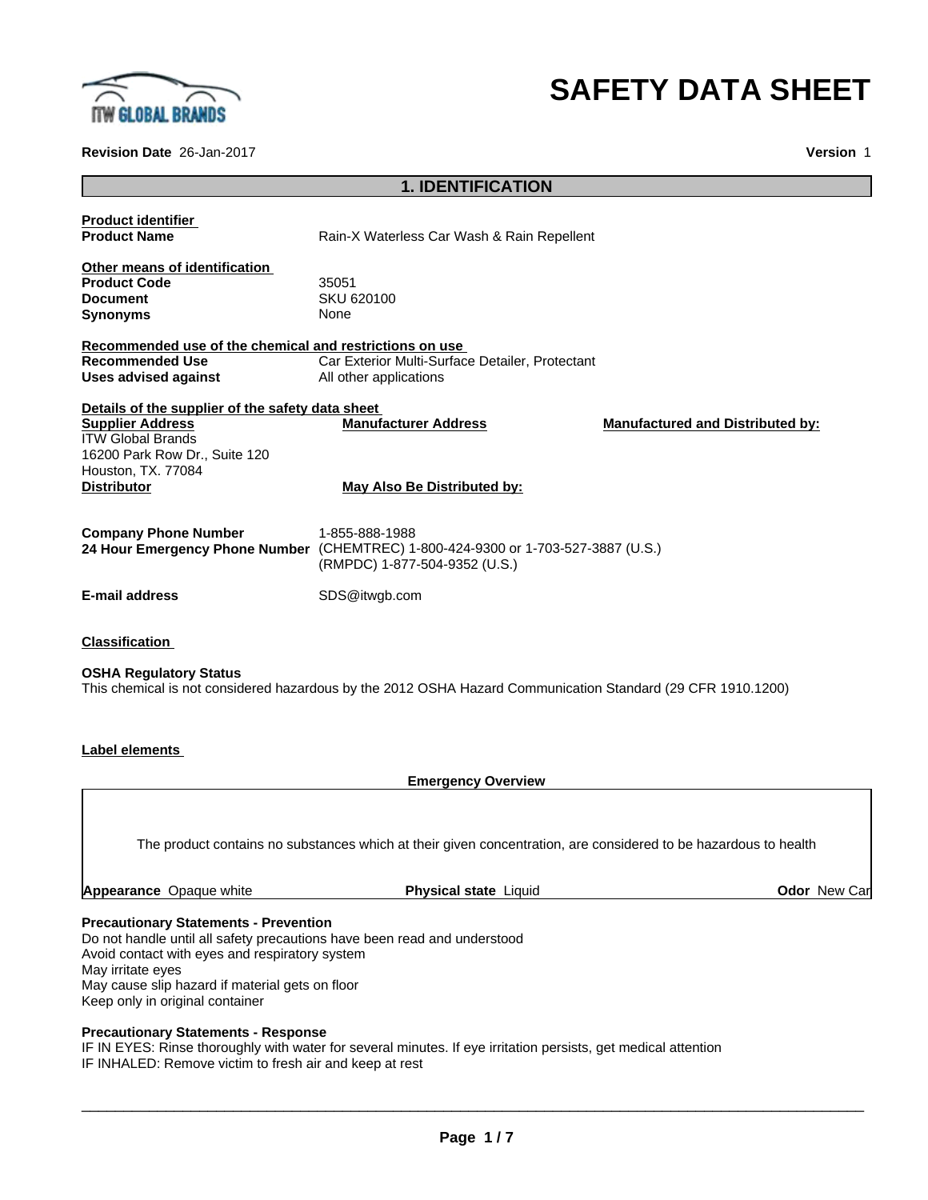# SAFETY DATA SHEET

**Revision Date** 26-Jan-2017 **Version** 1

## 1. IDENTIFICATION

**Product identifier**

**Product Name** Rain-X Waterless Car Wash & Rain Repellent

**Other means of identification**

| | |
|---|---|
| **Product Code** | 35051 |
| **Document** | SKU 620100 |
| **Synonyms** | None |

**Recommended use of the chemical and restrictions on use**

| | |
|---|---|
| **Recommended Use** | Car Exterior Multi-Surface Detailer, Protectant |
| **Uses advised against** | All other applications |

**Details of the supplier of the safety data sheet**

| **Supplier Address** | **Manufacturer Address** | **Manufactured and Distributed by:** |
|---|---|---|
| ITW Global Brands<br>16200 Park Row Dr., Suite 120<br>Houston, TX. 77084 | | |
| **Distributor** | **May Also Be Distributed by:** | |

| | |
|---|---|
| **Company Phone Number** | 1-855-888-1988 |
| **24 Hour Emergency Phone Number** | (CHEMTREC) 1-800-424-9300 or 1-703-527-3887 (U.S.)<br>(RMPDC) 1-877-504-9352 (U.S.) |
| **E-mail address** | SDS@itwgb.com |

**Classification**

**OSHA Regulatory Status**

This chemical is not considered hazardous by the 2012 OSHA Hazard Communication Standard (29 CFR 1910.1200)

**Label elements**

**Emergency Overview**

The product contains no substances which at their given concentration, are considered to be hazardous to health

**Appearance** Opaque white **Physical state** Liquid **Odor** New Car

**Precautionary Statements - Prevention**

Do not handle until all safety precautions have been read and understood
Avoid contact with eyes and respiratory system
May irritate eyes
May cause slip hazard if material gets on floor
Keep only in original container

**Precautionary Statements - Response**

IF IN EYES: Rinse thoroughly with water for several minutes. If eye irritation persists, get medical attention
IF INHALED: Remove victim to fresh air and keep at rest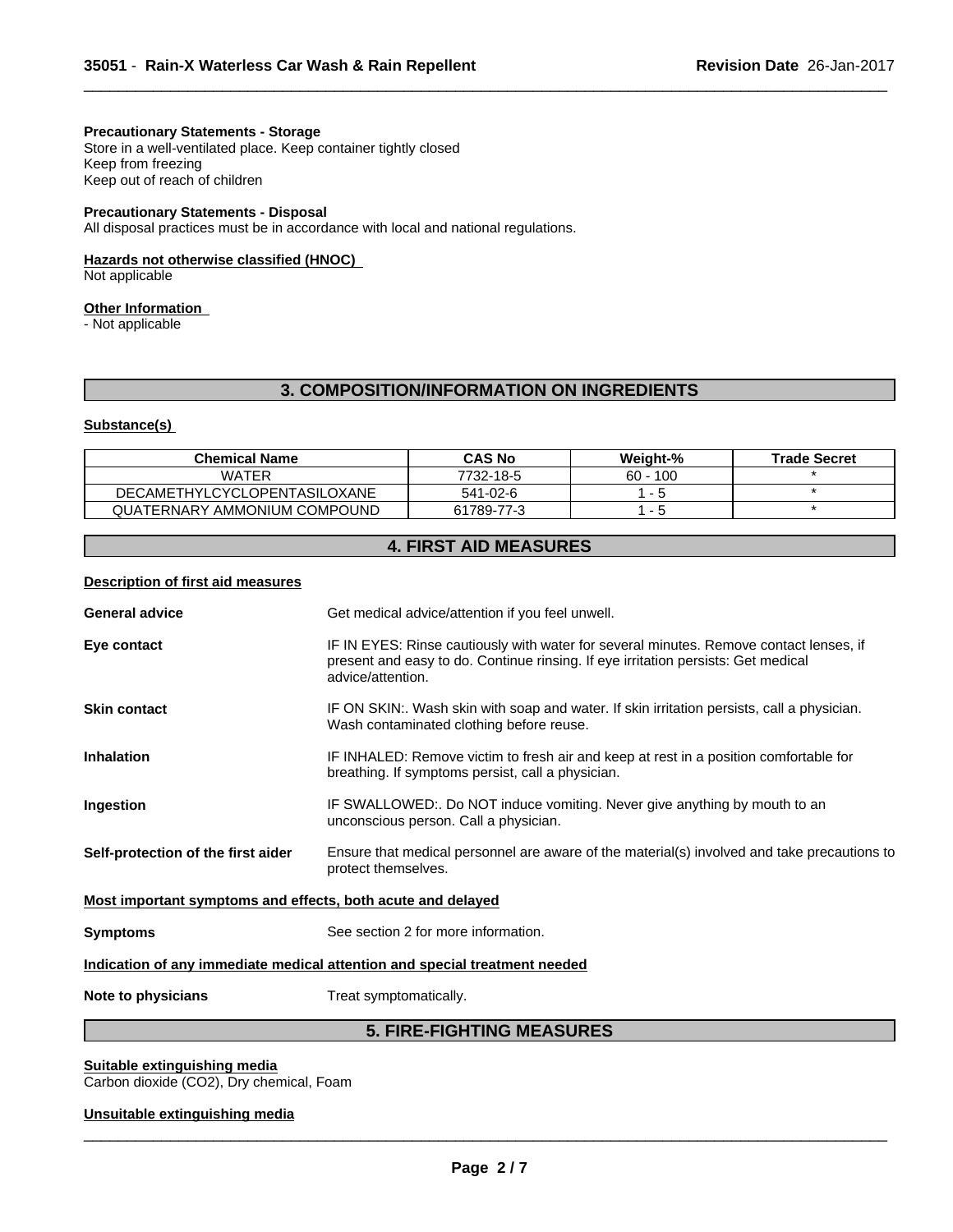#### Precautionary Statements - Storage

Store in a well-ventilated place. Keep container tightly closed
Keep from freezing
Keep out of reach of children

#### Precautionary Statements - Disposal

All disposal practices must be in accordance with local and national regulations.

#### Hazards not otherwise classified (HNOC)

Not applicable

#### Other Information

- Not applicable

## 3. COMPOSITION/INFORMATION ON INGREDIENTS

#### Substance(s)

| Chemical Name | CAS No | Weight-% | Trade Secret |
|---|---|---|---|
| WATER | 7732-18-5 | 60 - 100 | * |
| DECAMETHYLCYCLOPENTASILOXANE | 541-02-6 | 1 - 5 | * |
| QUATERNARY AMMONIUM COMPOUND | 61789-77-3 | 1 - 5 | * |

## 4. FIRST AID MEASURES

#### Description of first aid measures

**General advice** Get medical advice/attention if you feel unwell.

**Eye contact** IF IN EYES: Rinse cautiously with water for several minutes. Remove contact lenses, if present and easy to do. Continue rinsing. If eye irritation persists: Get medical advice/attention.

**Skin contact** IF ON SKIN:. Wash skin with soap and water. If skin irritation persists, call a physician. Wash contaminated clothing before reuse.

**Inhalation** IF INHALED: Remove victim to fresh air and keep at rest in a position comfortable for breathing. If symptoms persist, call a physician.

**Ingestion** IF SWALLOWED:. Do NOT induce vomiting. Never give anything by mouth to an unconscious person. Call a physician.

**Self-protection of the first aider** Ensure that medical personnel are aware of the material(s) involved and take precautions to protect themselves.

#### Most important symptoms and effects, both acute and delayed

**Symptoms** See section 2 for more information.

#### Indication of any immediate medical attention and special treatment needed

**Note to physicians** Treat symptomatically.

## 5. FIRE-FIGHTING MEASURES

#### Suitable extinguishing media

Carbon dioxide ($CO_2$), Dry chemical, Foam

#### Unsuitable extinguishing media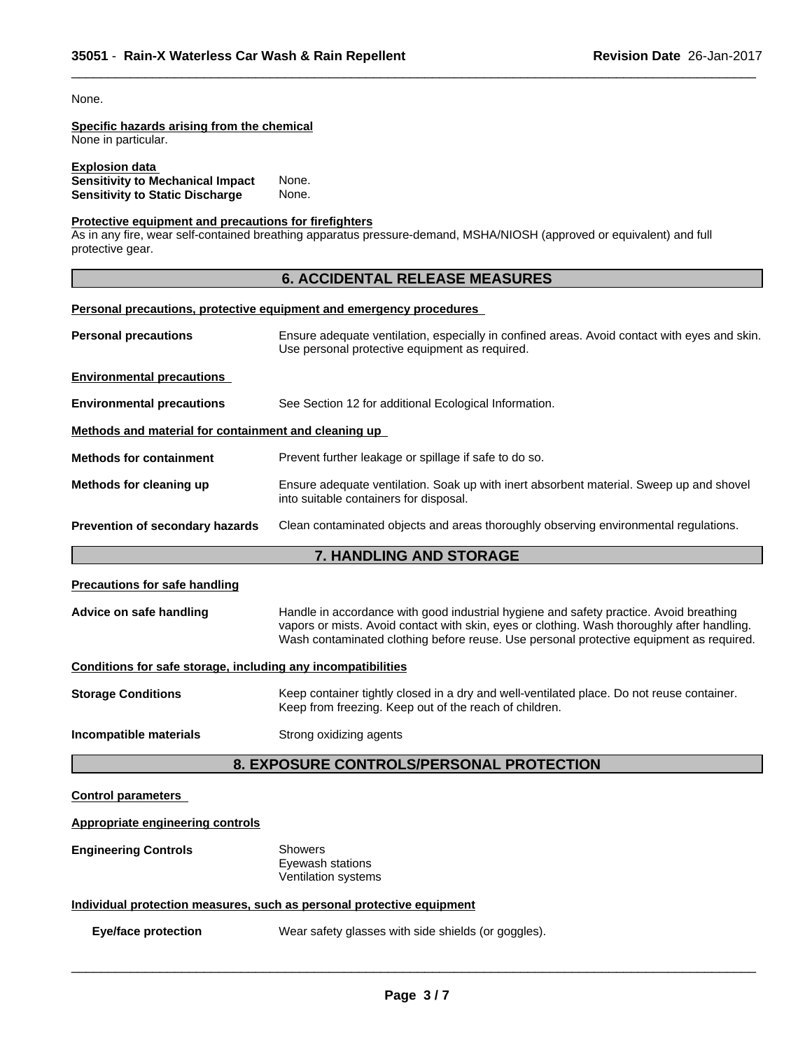None.

**Specific hazards arising from the chemical**
None in particular.

**Explosion data**
**Sensitivity to Mechanical Impact** None.
**Sensitivity to Static Discharge** None.

**Protective equipment and precautions for firefighters**
As in any fire, wear self-contained breathing apparatus pressure-demand, MSHA/NIOSH (approved or equivalent) and full protective gear.

## 6. ACCIDENTAL RELEASE MEASURES

**Personal precautions, protective equipment and emergency procedures**

**Personal precautions** Ensure adequate ventilation, especially in confined areas. Avoid contact with eyes and skin. Use personal protective equipment as required.

**Environmental precautions**

**Environmental precautions** See Section 12 for additional Ecological Information.

**Methods and material for containment and cleaning up**

**Methods for containment** Prevent further leakage or spillage if safe to do so.

**Methods for cleaning up** Ensure adequate ventilation. Soak up with inert absorbent material. Sweep up and shovel into suitable containers for disposal.

**Prevention of secondary hazards** Clean contaminated objects and areas thoroughly observing environmental regulations.

## 7. HANDLING AND STORAGE

**Precautions for safe handling**

**Advice on safe handling** Handle in accordance with good industrial hygiene and safety practice. Avoid breathing vapors or mists. Avoid contact with skin, eyes or clothing. Wash thoroughly after handling. Wash contaminated clothing before reuse. Use personal protective equipment as required.

**Conditions for safe storage, including any incompatibilities**

**Storage Conditions** Keep container tightly closed in a dry and well-ventilated place. Do not reuse container. Keep from freezing. Keep out of the reach of children.

**Incompatible materials** Strong oxidizing agents

## 8. EXPOSURE CONTROLS/PERSONAL PROTECTION

**Control parameters**

**Appropriate engineering controls**

**Engineering Controls** Showers
Eyewash stations
Ventilation systems

**Individual protection measures, such as personal protective equipment**

**Eye/face protection** Wear safety glasses with side shields (or goggles).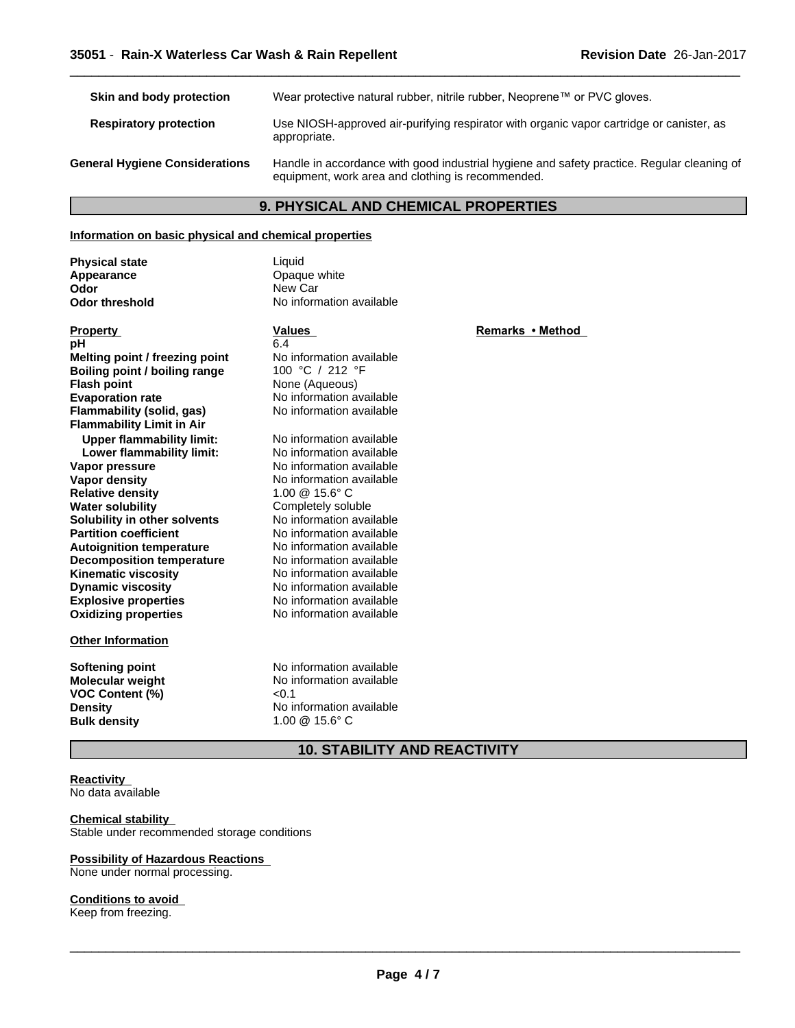| | |
|---|---|
| **Skin and body protection** | Wear protective natural rubber, nitrile rubber, Neoprene™ or PVC gloves. |
| **Respiratory protection** | Use NIOSH-approved air-purifying respirator with organic vapor cartridge or canister, as appropriate. |
| **General Hygiene Considerations** | Handle in accordance with good industrial hygiene and safety practice. Regular cleaning of equipment, work area and clothing is recommended. |

## 9. PHYSICAL AND CHEMICAL PROPERTIES

### Information on basic physical and chemical properties

| | |
|---|---|
| **Physical state** | Liquid |
| **Appearance** | Opaque white |
| **Odor** | New Car |
| **Odor threshold** | No information available |

| Property | Values | Remarks • Method |
|---|---|---|
| **pH** | 6.4 | |
| **Melting point / freezing point** | No information available | |
| **Boiling point / boiling range** | 100 °C / 212 °F | |
| **Flash point** | None (Aqueous) | |
| **Evaporation rate** | No information available | |
| **Flammability (solid, gas)** | No information available | |
| **Flammability Limit in Air** | | |
| **Upper flammability limit:** | No information available | |
| **Lower flammability limit:** | No information available | |
| **Vapor pressure** | No information available | |
| **Vapor density** | No information available | |
| **Relative density** | 1.00 @ 15.6° C | |
| **Water solubility** | Completely soluble | |
| **Solubility in other solvents** | No information available | |
| **Partition coefficient** | No information available | |
| **Autoignition temperature** | No information available | |
| **Decomposition temperature** | No information available | |
| **Kinematic viscosity** | No information available | |
| **Dynamic viscosity** | No information available | |
| **Explosive properties** | No information available | |
| **Oxidizing properties** | No information available | |

### Other Information

| | |
|---|---|
| **Softening point** | No information available |
| **Molecular weight** | No information available |
| **VOC Content (%)** | <0.1 |
| **Density** | No information available |
| **Bulk density** | 1.00 @ 15.6° C |

## 10. STABILITY AND REACTIVITY

**Reactivity**
No data available

**Chemical stability**
Stable under recommended storage conditions

**Possibility of Hazardous Reactions**
None under normal processing.

**Conditions to avoid**
Keep from freezing.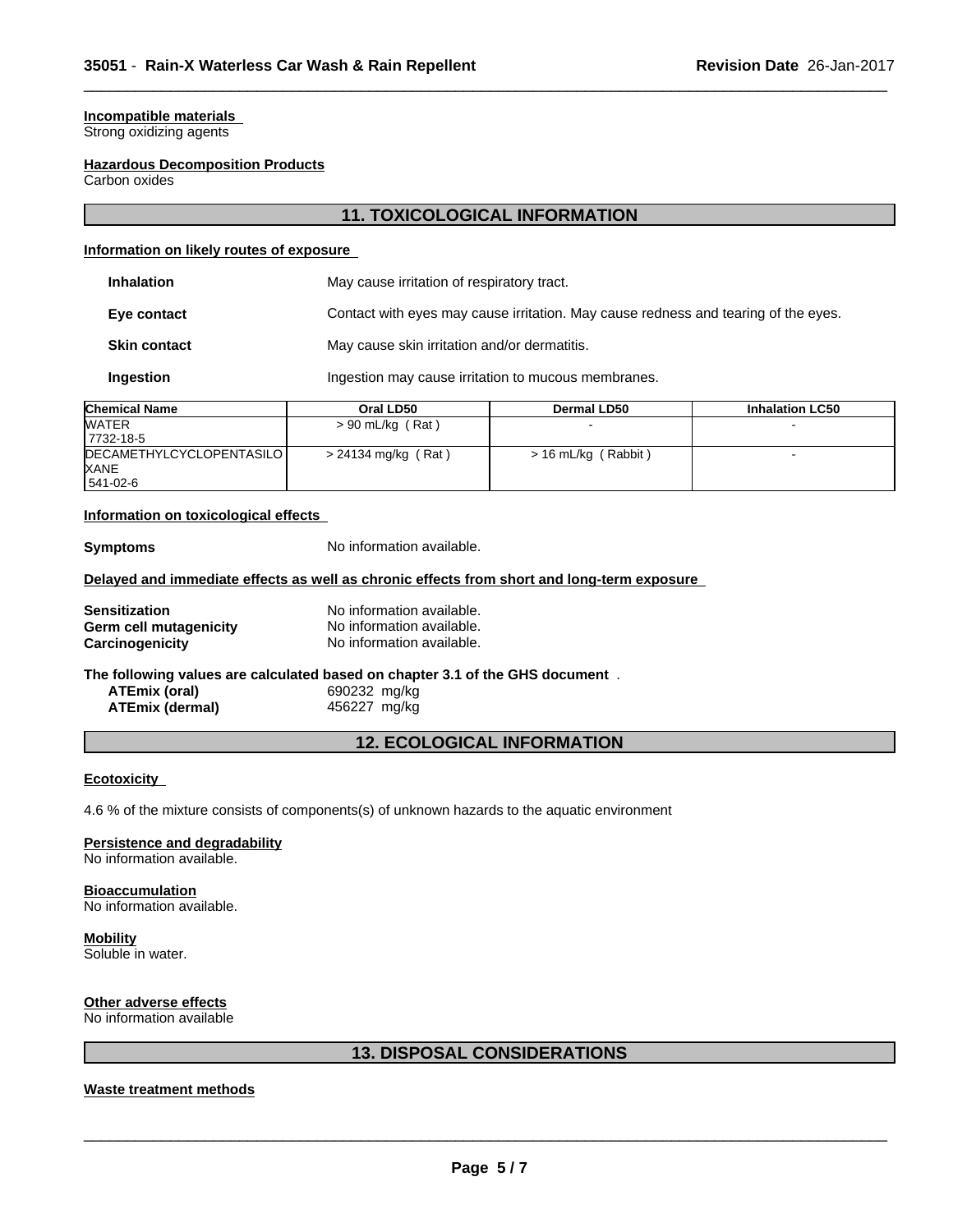**Incompatible materials**
Strong oxidizing agents

**Hazardous Decomposition Products**
Carbon oxides

## 11. TOXICOLOGICAL INFORMATION

**Information on likely routes of exposure**

| | |
|---|---|
| **Inhalation** | May cause irritation of respiratory tract. |
| **Eye contact** | Contact with eyes may cause irritation. May cause redness and tearing of the eyes. |
| **Skin contact** | May cause skin irritation and/or dermatitis. |
| **Ingestion** | Ingestion may cause irritation to mucous membranes. |

| Chemical Name | Oral LD50 | Dermal LD50 | Inhalation LC50 |
|---|---|---|---|
| WATER<br>7732-18-5 | > 90 mL/kg ( Rat ) | - | - |
| DECAMETHYLCYCLOPENTASILOXANE<br>541-02-6 | > 24134 mg/kg ( Rat ) | > 16 mL/kg ( Rabbit ) | - |

**Information on toxicological effects**

**Symptoms** No information available.

**Delayed and immediate effects as well as chronic effects from short and long-term exposure**

| | |
|---|---|
| **Sensitization** | No information available. |
| **Germ cell mutagenicity** | No information available. |
| **Carcinogenicity** | No information available. |

**The following values are calculated based on chapter 3.1 of the GHS document** .

| | |
|---|---|
| **ATEmix (oral)** | 690232 mg/kg |
| **ATEmix (dermal)** | 456227 mg/kg |

## 12. ECOLOGICAL INFORMATION

**Ecotoxicity**

4.6 % of the mixture consists of components(s) of unknown hazards to the aquatic environment

**Persistence and degradability**
No information available.

**Bioaccumulation**
No information available.

**Mobility**
Soluble in water.

**Other adverse effects**
No information available

## 13. DISPOSAL CONSIDERATIONS

**Waste treatment methods**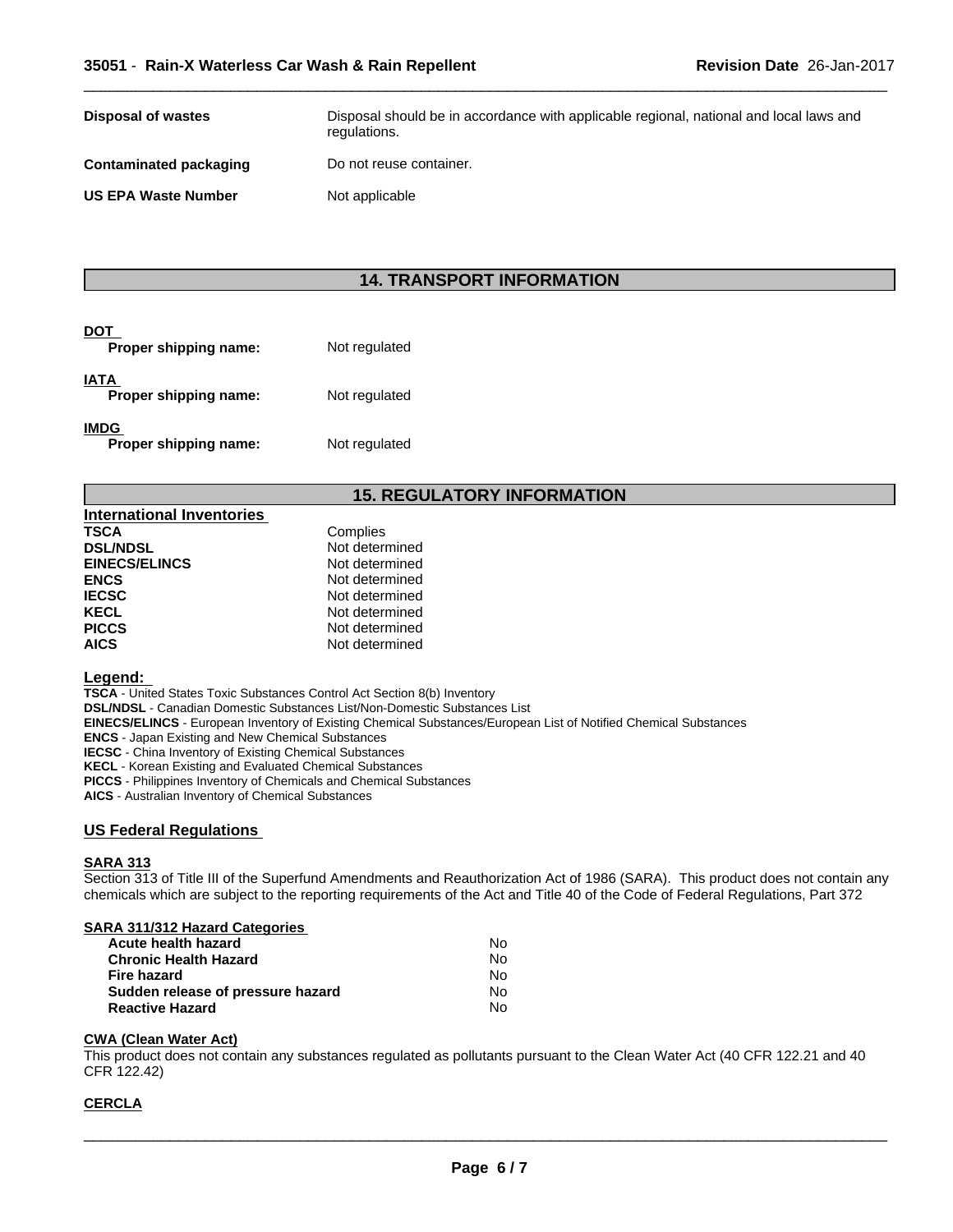| | |
|---|---|
| **Disposal of wastes** | Disposal should be in accordance with applicable regional, national and local laws and regulations. |
| **Contaminated packaging** | Do not reuse container. |
| **US EPA Waste Number** | Not applicable |

## 14. TRANSPORT INFORMATION

**DOT**

| | |
|---|---|
| **Proper shipping name:** | Not regulated |

**IATA**

| | |
|---|---|
| **Proper shipping name:** | Not regulated |

**IMDG**

| | |
|---|---|
| **Proper shipping name:** | Not regulated |

## 15. REGULATORY INFORMATION

**International Inventories**

| | |
|---|---|
| **TSCA** | Complies |
| **DSL/NDSL** | Not determined |
| **EINECS/ELINCS** | Not determined |
| **ENCS** | Not determined |
| **IECSC** | Not determined |
| **KECL** | Not determined |
| **PICCS** | Not determined |
| **AICS** | Not determined |

**Legend:**

**TSCA** - United States Toxic Substances Control Act Section 8(b) Inventory
**DSL/NDSL** - Canadian Domestic Substances List/Non-Domestic Substances List
**EINECS/ELINCS** - European Inventory of Existing Chemical Substances/European List of Notified Chemical Substances
**ENCS** - Japan Existing and New Chemical Substances
**IECSC** - China Inventory of Existing Chemical Substances
**KECL** - Korean Existing and Evaluated Chemical Substances
**PICCS** - Philippines Inventory of Chemicals and Chemical Substances
**AICS** - Australian Inventory of Chemical Substances

### US Federal Regulations

**SARA 313**

Section 313 of Title III of the Superfund Amendments and Reauthorization Act of 1986 (SARA). This product does not contain any chemicals which are subject to the reporting requirements of the Act and Title 40 of the Code of Federal Regulations, Part 372

**SARA 311/312 Hazard Categories**

| | |
|---|---|
| **Acute health hazard** | No |
| **Chronic Health Hazard** | No |
| **Fire hazard** | No |
| **Sudden release of pressure hazard** | No |
| **Reactive Hazard** | No |

**CWA (Clean Water Act)**

This product does not contain any substances regulated as pollutants pursuant to the Clean Water Act (40 CFR 122.21 and 40 CFR 122.42)

**CERCLA**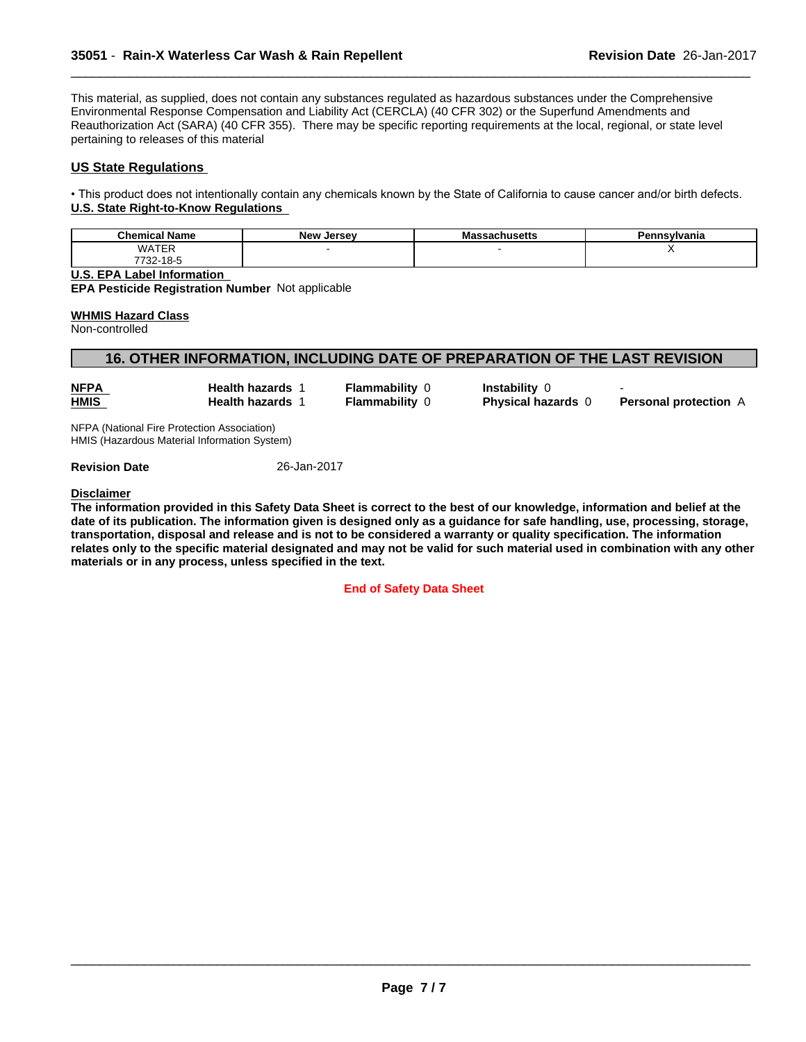This material, as supplied, does not contain any substances regulated as hazardous substances under the Comprehensive Environmental Response Compensation and Liability Act (CERCLA) (40 CFR 302) or the Superfund Amendments and Reauthorization Act (SARA) (40 CFR 355). There may be specific reporting requirements at the local, regional, or state level pertaining to releases of this material

**US State Regulations**

• This product does not intentionally contain any chemicals known by the State of California to cause cancer and/or birth defects.

**U.S. State Right-to-Know Regulations**

| Chemical Name | New Jersey | Massachusetts | Pennsylvania |
|---|---|---|---|
| WATER 7732-18-5 | - | - | X |

**U.S. EPA Label Information**

**EPA Pesticide Registration Number** Not applicable

**WHMIS Hazard Class**

Non-controlled

## 16. OTHER INFORMATION, INCLUDING DATE OF PREPARATION OF THE LAST REVISION

| | | | | |
|---|---|---|---|---|
| **NFPA** | **Health hazards** 1 | **Flammability** 0 | **Instability** 0 | - |
| **HMIS** | **Health hazards** 1 | **Flammability** 0 | **Physical hazards** 0 | **Personal protection** A |

NFPA (National Fire Protection Association)
HMIS (Hazardous Material Information System)

**Revision Date** 26-Jan-2017

**Disclaimer**

**The information provided in this Safety Data Sheet is correct to the best of our knowledge, information and belief at the date of its publication. The information given is designed only as a guidance for safe handling, use, processing, storage, transportation, disposal and release and is not to be considered a warranty or quality specification. The information relates only to the specific material designated and may not be valid for such material used in combination with any other materials or in any process, unless specified in the text.**

**End of Safety Data Sheet**